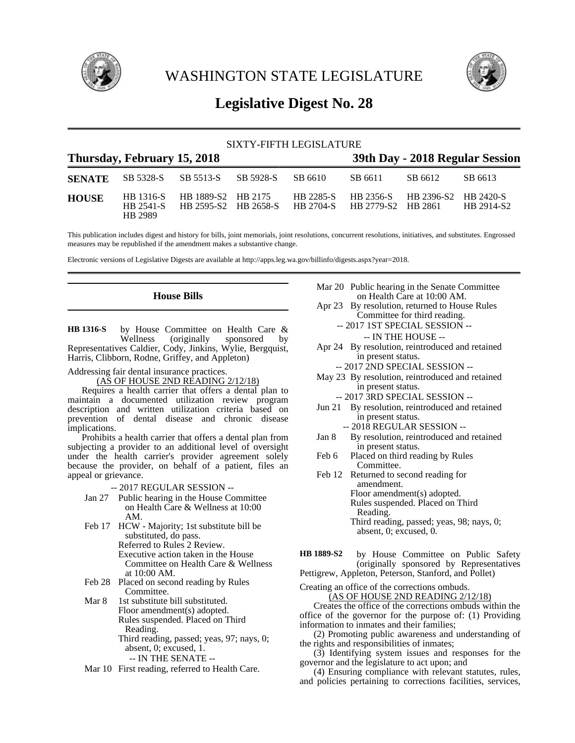# WASHINGTON STATE LEGISLATURE

## Legislative Digest No. 28

SIXTY-FIFTH LEGISLATURE

**Thursday, February 15, 2018** — **39th Day - 2018 Regular Session**

| | | | | | | | |
|---|---|---|---|---|---|---|---|
| **SENATE** | SB 5328-S | SB 5513-S | SB 5928-S | SB 6610 | SB 6611 | SB 6612 | SB 6613 |
| **HOUSE** | HB 1316-S | HB 1889-S2 | HB 2175 | HB 2285-S | HB 2356-S | HB 2396-S2 | HB 2420-S |
| | HB 2541-S | HB 2595-S2 | HB 2658-S | HB 2704-S | HB 2779-S2 | HB 2861 | HB 2914-S2 |
| | HB 2989 | | | | | | |

This publication includes digest and history for bills, joint memorials, joint resolutions, concurrent resolutions, initiatives, and substitutes. Engrossed measures may be republished if the amendment makes a substantive change.

Electronic versions of Legislative Digests are available at http://apps.leg.wa.gov/billinfo/digests.aspx?year=2018.

## House Bills

**HB 1316-S** by House Committee on Health Care & Wellness (originally sponsored by Representatives Caldier, Cody, Jinkins, Wylie, Bergquist, Harris, Clibborn, Rodne, Griffey, and Appleton)

Addressing fair dental insurance practices.

(AS OF HOUSE 2ND READING 2/12/18)

Requires a health carrier that offers a dental plan to maintain a documented utilization review program description and written utilization criteria based on prevention of dental disease and chronic disease implications.

Prohibits a health carrier that offers a dental plan from subjecting a provider to an additional level of oversight under the health carrier's provider agreement solely because the provider, on behalf of a patient, files an appeal or grievance.

-- 2017 REGULAR SESSION --

Jan 27 Public hearing in the House Committee on Health Care & Wellness at 10:00 AM.

Feb 17 HCW - Majority; 1st substitute bill be substituted, do pass.
Referred to Rules 2 Review.
Executive action taken in the House Committee on Health Care & Wellness at 10:00 AM.

Feb 28 Placed on second reading by Rules Committee.

Mar 8 1st substitute bill substituted.
Floor amendment(s) adopted.
Rules suspended. Placed on Third Reading.
Third reading, passed; yeas, 97; nays, 0; absent, 0; excused, 1.

-- IN THE SENATE --

Mar 10 First reading, referred to Health Care.

Mar 20 Public hearing in the Senate Committee on Health Care at 10:00 AM.

Apr 23 By resolution, returned to House Rules Committee for third reading.

-- 2017 1ST SPECIAL SESSION --

-- IN THE HOUSE --

Apr 24 By resolution, reintroduced and retained in present status.

-- 2017 2ND SPECIAL SESSION --

May 23 By resolution, reintroduced and retained in present status.

-- 2017 3RD SPECIAL SESSION --

Jun 21 By resolution, reintroduced and retained in present status.

-- 2018 REGULAR SESSION --

Jan 8 By resolution, reintroduced and retained in present status.

Feb 6 Placed on third reading by Rules Committee.

Feb 12 Returned to second reading for amendment.
Floor amendment(s) adopted.
Rules suspended. Placed on Third Reading.
Third reading, passed; yeas, 98; nays, 0; absent, 0; excused, 0.

**HB 1889-S2** by House Committee on Public Safety (originally sponsored by Representatives Pettigrew, Appleton, Peterson, Stanford, and Pollet)

Creating an office of the corrections ombuds.

(AS OF HOUSE 2ND READING 2/12/18)

Creates the office of the corrections ombuds within the office of the governor for the purpose of: (1) Providing information to inmates and their families;

(2) Promoting public awareness and understanding of the rights and responsibilities of inmates;

(3) Identifying system issues and responses for the governor and the legislature to act upon; and

(4) Ensuring compliance with relevant statutes, rules, and policies pertaining to corrections facilities, services,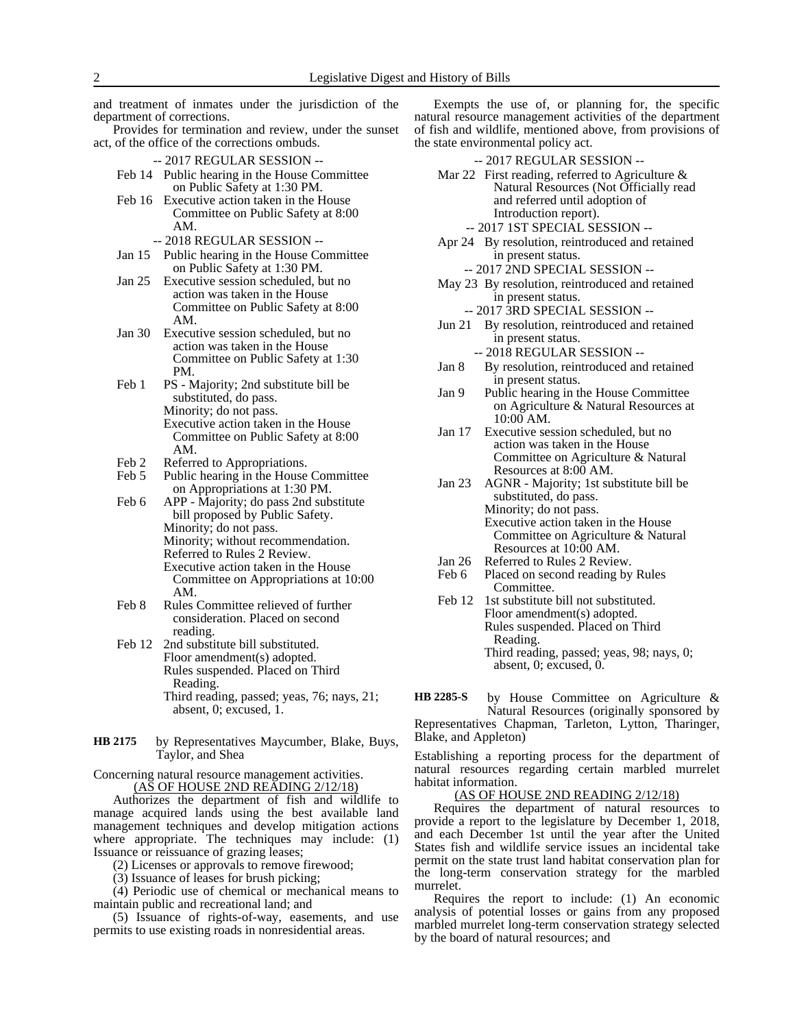and treatment of inmates under the jurisdiction of the department of corrections.

Provides for termination and review, under the sunset act, of the office of the corrections ombuds.

-- 2017 REGULAR SESSION --

Feb 14 Public hearing in the House Committee on Public Safety at 1:30 PM.

Feb 16 Executive action taken in the House Committee on Public Safety at 8:00 AM.

-- 2018 REGULAR SESSION --

Jan 15 Public hearing in the House Committee on Public Safety at 1:30 PM.

Jan 25 Executive session scheduled, but no action was taken in the House Committee on Public Safety at 8:00 AM.

Jan 30 Executive session scheduled, but no action was taken in the House Committee on Public Safety at 1:30 PM.

Feb 1 PS - Majority; 2nd substitute bill be substituted, do pass.
Minority; do not pass.
Executive action taken in the House Committee on Public Safety at 8:00 AM.

Feb 2 Referred to Appropriations.

Feb 5 Public hearing in the House Committee on Appropriations at 1:30 PM.

Feb 6 APP - Majority; do pass 2nd substitute bill proposed by Public Safety.
Minority; do not pass.
Minority; without recommendation.
Referred to Rules 2 Review.
Executive action taken in the House Committee on Appropriations at 10:00 AM.

Feb 8 Rules Committee relieved of further consideration. Placed on second reading.

Feb 12 2nd substitute bill substituted.
Floor amendment(s) adopted.
Rules suspended. Placed on Third Reading.
Third reading, passed; yeas, 76; nays, 21; absent, 0; excused, 1.

**HB 2175** by Representatives Maycumber, Blake, Buys, Taylor, and Shea

Concerning natural resource management activities.

(AS OF HOUSE 2ND READING 2/12/18)

Authorizes the department of fish and wildlife to manage acquired lands using the best available land management techniques and develop mitigation actions where appropriate. The techniques may include: (1) Issuance or reissuance of grazing leases;

(2) Licenses or approvals to remove firewood;

(3) Issuance of leases for brush picking;

(4) Periodic use of chemical or mechanical means to maintain public and recreational land; and

(5) Issuance of rights-of-way, easements, and use permits to use existing roads in nonresidential areas.

Exempts the use of, or planning for, the specific natural resource management activities of the department of fish and wildlife, mentioned above, from provisions of the state environmental policy act.

-- 2017 REGULAR SESSION --

Mar 22 First reading, referred to Agriculture & Natural Resources (Not Officially read and referred until adoption of Introduction report).

-- 2017 1ST SPECIAL SESSION --

Apr 24 By resolution, reintroduced and retained in present status.

-- 2017 2ND SPECIAL SESSION --

May 23 By resolution, reintroduced and retained in present status.

-- 2017 3RD SPECIAL SESSION --

Jun 21 By resolution, reintroduced and retained in present status.

-- 2018 REGULAR SESSION --

Jan 8 By resolution, reintroduced and retained in present status.

Jan 9 Public hearing in the House Committee on Agriculture & Natural Resources at 10:00 AM.

Jan 17 Executive session scheduled, but no action was taken in the House Committee on Agriculture & Natural Resources at 8:00 AM.

Jan 23 AGNR - Majority; 1st substitute bill be substituted, do pass.
Minority; do not pass.
Executive action taken in the House Committee on Agriculture & Natural Resources at 10:00 AM.

Jan 26 Referred to Rules 2 Review.

Feb 6 Placed on second reading by Rules Committee.

Feb 12 1st substitute bill not substituted.
Floor amendment(s) adopted.
Rules suspended. Placed on Third Reading.
Third reading, passed; yeas, 98; nays, 0; absent, 0; excused, 0.

**HB 2285-S** by House Committee on Agriculture & Natural Resources (originally sponsored by Representatives Chapman, Tarleton, Lytton, Tharinger, Blake, and Appleton)

Establishing a reporting process for the department of natural resources regarding certain marbled murrelet habitat information.

(AS OF HOUSE 2ND READING 2/12/18)

Requires the department of natural resources to provide a report to the legislature by December 1, 2018, and each December 1st until the year after the United States fish and wildlife service issues an incidental take permit on the state trust land habitat conservation plan for the long-term conservation strategy for the marbled murrelet.

Requires the report to include: (1) An economic analysis of potential losses or gains from any proposed marbled murrelet long-term conservation strategy selected by the board of natural resources; and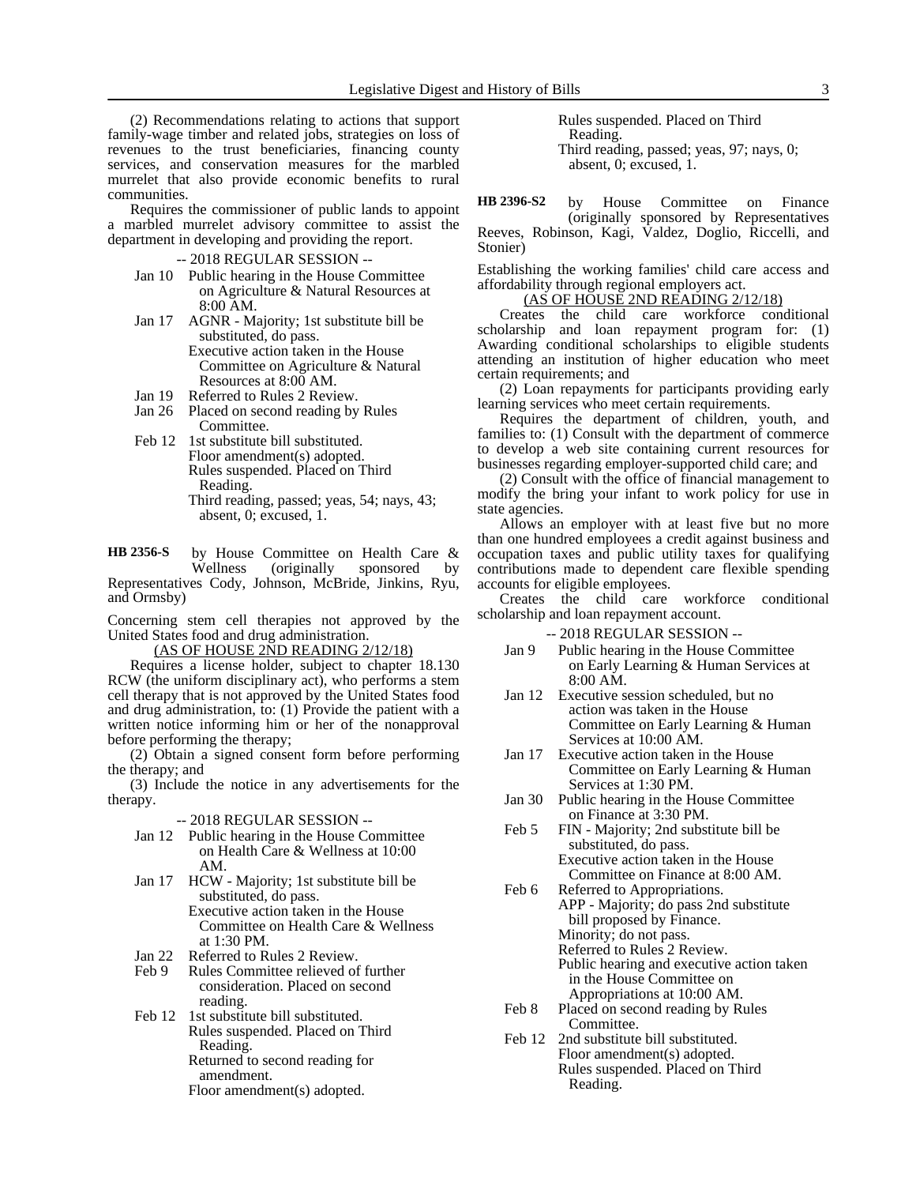(2) Recommendations relating to actions that support family-wage timber and related jobs, strategies on loss of revenues to the trust beneficiaries, financing county services, and conservation measures for the marbled murrelet that also provide economic benefits to rural communities.

Requires the commissioner of public lands to appoint a marbled murrelet advisory committee to assist the department in developing and providing the report.

-- 2018 REGULAR SESSION --

- Jan 10 Public hearing in the House Committee on Agriculture & Natural Resources at 8:00 AM.
- Jan 17 AGNR - Majority; 1st substitute bill be substituted, do pass.
  Executive action taken in the House Committee on Agriculture & Natural Resources at 8:00 AM.
- Jan 19 Referred to Rules 2 Review.
- Jan 26 Placed on second reading by Rules Committee.
- Feb 12 1st substitute bill substituted.
  Floor amendment(s) adopted.
  Rules suspended. Placed on Third Reading.
  Third reading, passed; yeas, 54; nays, 43; absent, 0; excused, 1.

**HB 2356-S** by House Committee on Health Care & Wellness (originally sponsored by Representatives Cody, Johnson, McBride, Jinkins, Ryu, and Ormsby)

Concerning stem cell therapies not approved by the United States food and drug administration.

(AS OF HOUSE 2ND READING 2/12/18)

Requires a license holder, subject to chapter 18.130 RCW (the uniform disciplinary act), who performs a stem cell therapy that is not approved by the United States food and drug administration, to: (1) Provide the patient with a written notice informing him or her of the nonapproval before performing the therapy;

(2) Obtain a signed consent form before performing the therapy; and

(3) Include the notice in any advertisements for the therapy.

-- 2018 REGULAR SESSION --

- Jan 12 Public hearing in the House Committee on Health Care & Wellness at 10:00 AM.
- Jan 17 HCW - Majority; 1st substitute bill be substituted, do pass.
  Executive action taken in the House Committee on Health Care & Wellness at 1:30 PM.
- Jan 22 Referred to Rules 2 Review.
- Feb 9 Rules Committee relieved of further consideration. Placed on second reading.
- Feb 12 1st substitute bill substituted.
  Rules suspended. Placed on Third Reading.
  Returned to second reading for amendment.
  Floor amendment(s) adopted.
  Rules suspended. Placed on Third Reading.
  Third reading, passed; yeas, 97; nays, 0; absent, 0; excused, 1.

**HB 2396-S2** by House Committee on Finance (originally sponsored by Representatives Reeves, Robinson, Kagi, Valdez, Doglio, Riccelli, and Stonier)

Establishing the working families' child care access and affordability through regional employers act.

(AS OF HOUSE 2ND READING 2/12/18)

Creates the child care workforce conditional scholarship and loan repayment program for: (1) Awarding conditional scholarships to eligible students attending an institution of higher education who meet certain requirements; and

(2) Loan repayments for participants providing early learning services who meet certain requirements.

Requires the department of children, youth, and families to: (1) Consult with the department of commerce to develop a web site containing current resources for businesses regarding employer-supported child care; and

(2) Consult with the office of financial management to modify the bring your infant to work policy for use in state agencies.

Allows an employer with at least five but no more than one hundred employees a credit against business and occupation taxes and public utility taxes for qualifying contributions made to dependent care flexible spending accounts for eligible employees.

Creates the child care workforce conditional scholarship and loan repayment account.

-- 2018 REGULAR SESSION --

- Jan 9 Public hearing in the House Committee on Early Learning & Human Services at 8:00 AM.
- Jan 12 Executive session scheduled, but no action was taken in the House Committee on Early Learning & Human Services at 10:00 AM.
- Jan 17 Executive action taken in the House Committee on Early Learning & Human Services at 1:30 PM.
- Jan 30 Public hearing in the House Committee on Finance at 3:30 PM.
- Feb 5 FIN - Majority; 2nd substitute bill be substituted, do pass.
  Executive action taken in the House Committee on Finance at 8:00 AM.
- Feb 6 Referred to Appropriations.
  APP - Majority; do pass 2nd substitute bill proposed by Finance.
  Minority; do not pass.
  Referred to Rules 2 Review.
  Public hearing and executive action taken in the House Committee on Appropriations at 10:00 AM.
- Feb 8 Placed on second reading by Rules Committee.
- Feb 12 2nd substitute bill substituted.
  Floor amendment(s) adopted.
  Rules suspended. Placed on Third Reading.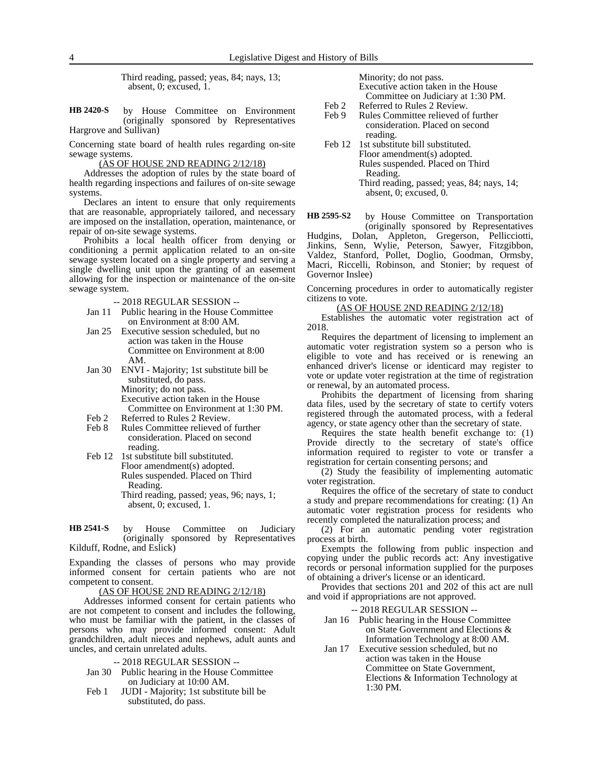Third reading, passed; yeas, 84; nays, 13; absent, 0; excused, 1.

**HB 2420-S** by House Committee on Environment (originally sponsored by Representatives Hargrove and Sullivan)

Concerning state board of health rules regarding on-site sewage systems.

(AS OF HOUSE 2ND READING 2/12/18)

Addresses the adoption of rules by the state board of health regarding inspections and failures of on-site sewage systems.

Declares an intent to ensure that only requirements that are reasonable, appropriately tailored, and necessary are imposed on the installation, operation, maintenance, or repair of on-site sewage systems.

Prohibits a local health officer from denying or conditioning a permit application related to an on-site sewage system located on a single property and serving a single dwelling unit upon the granting of an easement allowing for the inspection or maintenance of the on-site sewage system.

-- 2018 REGULAR SESSION --

Jan 11 Public hearing in the House Committee on Environment at 8:00 AM.

Jan 25 Executive session scheduled, but no action was taken in the House Committee on Environment at 8:00 AM.

Jan 30 ENVI - Majority; 1st substitute bill be substituted, do pass.
Minority; do not pass.
Executive action taken in the House Committee on Environment at 1:30 PM.

Feb 2 Referred to Rules 2 Review.

Feb 8 Rules Committee relieved of further consideration. Placed on second reading.

Feb 12 1st substitute bill substituted.
Floor amendment(s) adopted.
Rules suspended. Placed on Third Reading.
Third reading, passed; yeas, 96; nays, 1; absent, 0; excused, 1.

**HB 2541-S** by House Committee on Judiciary (originally sponsored by Representatives Kilduff, Rodne, and Eslick)

Expanding the classes of persons who may provide informed consent for certain patients who are not competent to consent.

(AS OF HOUSE 2ND READING 2/12/18)

Addresses informed consent for certain patients who are not competent to consent and includes the following, who must be familiar with the patient, in the classes of persons who may provide informed consent: Adult grandchildren, adult nieces and nephews, adult aunts and uncles, and certain unrelated adults.

-- 2018 REGULAR SESSION --

Jan 30 Public hearing in the House Committee on Judiciary at 10:00 AM.

Feb 1 JUDI - Majority; 1st substitute bill be substituted, do pass.
Minority; do not pass.
Executive action taken in the House Committee on Judiciary at 1:30 PM.

Feb 2 Referred to Rules 2 Review.

Feb 9 Rules Committee relieved of further consideration. Placed on second reading.

Feb 12 1st substitute bill substituted.
Floor amendment(s) adopted.
Rules suspended. Placed on Third Reading.
Third reading, passed; yeas, 84; nays, 14; absent, 0; excused, 0.

**HB 2595-S2** by House Committee on Transportation (originally sponsored by Representatives Hudgins, Dolan, Appleton, Gregerson, Pellicciotti, Jinkins, Senn, Wylie, Peterson, Sawyer, Fitzgibbon, Valdez, Stanford, Pollet, Doglio, Goodman, Ormsby, Macri, Riccelli, Robinson, and Stonier; by request of Governor Inslee)

Concerning procedures in order to automatically register citizens to vote.

(AS OF HOUSE 2ND READING 2/12/18)

Establishes the automatic voter registration act of 2018.

Requires the department of licensing to implement an automatic voter registration system so a person who is eligible to vote and has received or is renewing an enhanced driver's license or identicard may register to vote or update voter registration at the time of registration or renewal, by an automated process.

Prohibits the department of licensing from sharing data files, used by the secretary of state to certify voters registered through the automated process, with a federal agency, or state agency other than the secretary of state.

Requires the state health benefit exchange to: (1) Provide directly to the secretary of state's office information required to register to vote or transfer a registration for certain consenting persons; and

(2) Study the feasibility of implementing automatic voter registration.

Requires the office of the secretary of state to conduct a study and prepare recommendations for creating: (1) An automatic voter registration process for residents who recently completed the naturalization process; and

(2) For an automatic pending voter registration process at birth.

Exempts the following from public inspection and copying under the public records act: Any investigative records or personal information supplied for the purposes of obtaining a driver's license or an identicard.

Provides that sections 201 and 202 of this act are null and void if appropriations are not approved.

-- 2018 REGULAR SESSION --

Jan 16 Public hearing in the House Committee on State Government and Elections & Information Technology at 8:00 AM.

Jan 17 Executive session scheduled, but no action was taken in the House Committee on State Government, Elections & Information Technology at 1:30 PM.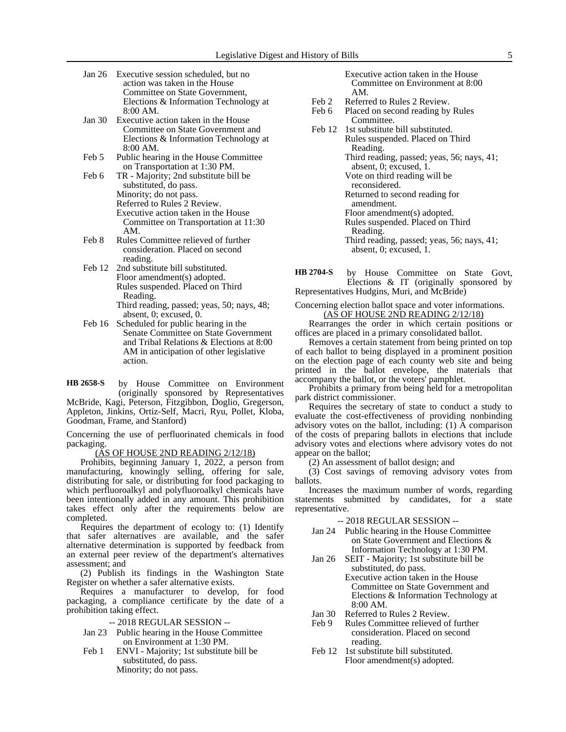Jan 26 Executive session scheduled, but no action was taken in the House Committee on State Government, Elections & Information Technology at 8:00 AM.

Jan 30 Executive action taken in the House Committee on State Government and Elections & Information Technology at 8:00 AM.

Feb 5 Public hearing in the House Committee on Transportation at 1:30 PM.

Feb 6 TR - Majority; 2nd substitute bill be substituted, do pass.
Minority; do not pass.
Referred to Rules 2 Review.
Executive action taken in the House Committee on Transportation at 11:30 AM.

Feb 8 Rules Committee relieved of further consideration. Placed on second reading.

Feb 12 2nd substitute bill substituted.
Floor amendment(s) adopted.
Rules suspended. Placed on Third Reading.
Third reading, passed; yeas, 50; nays, 48; absent, 0; excused, 0.

Feb 16 Scheduled for public hearing in the Senate Committee on State Government and Tribal Relations & Elections at 8:00 AM in anticipation of other legislative action.

**HB 2658-S** by House Committee on Environment (originally sponsored by Representatives McBride, Kagi, Peterson, Fitzgibbon, Doglio, Gregerson, Appleton, Jinkins, Ortiz-Self, Macri, Ryu, Pollet, Kloba, Goodman, Frame, and Stanford)

Concerning the use of perfluorinated chemicals in food packaging.

(AS OF HOUSE 2ND READING 2/12/18)

Prohibits, beginning January 1, 2022, a person from manufacturing, knowingly selling, offering for sale, distributing for sale, or distributing for food packaging to which perfluoroalkyl and polyfluoroalkyl chemicals have been intentionally added in any amount. This prohibition takes effect only after the requirements below are completed.

Requires the department of ecology to: (1) Identify that safer alternatives are available, and the safer alternative determination is supported by feedback from an external peer review of the department's alternatives assessment; and

(2) Publish its findings in the Washington State Register on whether a safer alternative exists.

Requires a manufacturer to develop, for food packaging, a compliance certificate by the date of a prohibition taking effect.

-- 2018 REGULAR SESSION --

Jan 23 Public hearing in the House Committee on Environment at 1:30 PM.

Feb 1 ENVI - Majority; 1st substitute bill be substituted, do pass.
Minority; do not pass.
Executive action taken in the House Committee on Environment at 8:00 AM.

Feb 2 Referred to Rules 2 Review.

Feb 6 Placed on second reading by Rules Committee.

Feb 12 1st substitute bill substituted.
Rules suspended. Placed on Third Reading.
Third reading, passed; yeas, 56; nays, 41; absent, 0; excused, 1.
Vote on third reading will be reconsidered.
Returned to second reading for amendment.
Floor amendment(s) adopted.
Rules suspended. Placed on Third Reading.
Third reading, passed; yeas, 56; nays, 41; absent, 0; excused, 1.

**HB 2704-S** by House Committee on State Govt, Elections & IT (originally sponsored by Representatives Hudgins, Muri, and McBride)

Concerning election ballot space and voter informations.

(AS OF HOUSE 2ND READING 2/12/18)

Rearranges the order in which certain positions or offices are placed in a primary consolidated ballot.

Removes a certain statement from being printed on top of each ballot to being displayed in a prominent position on the election page of each county web site and being printed in the ballot envelope, the materials that accompany the ballot, or the voters' pamphlet.

Prohibits a primary from being held for a metropolitan park district commissioner.

Requires the secretary of state to conduct a study to evaluate the cost-effectiveness of providing nonbinding advisory votes on the ballot, including: (1) A comparison of the costs of preparing ballots in elections that include advisory votes and elections where advisory votes do not appear on the ballot;

(2) An assessment of ballot design; and

(3) Cost savings of removing advisory votes from ballots.

Increases the maximum number of words, regarding statements submitted by candidates, for a state representative.

-- 2018 REGULAR SESSION --

Jan 24 Public hearing in the House Committee on State Government and Elections & Information Technology at 1:30 PM.

Jan 26 SEIT - Majority; 1st substitute bill be substituted, do pass.
Executive action taken in the House Committee on State Government and Elections & Information Technology at 8:00 AM.

Jan 30 Referred to Rules 2 Review.

Feb 9 Rules Committee relieved of further consideration. Placed on second reading.

Feb 12 1st substitute bill substituted.
Floor amendment(s) adopted.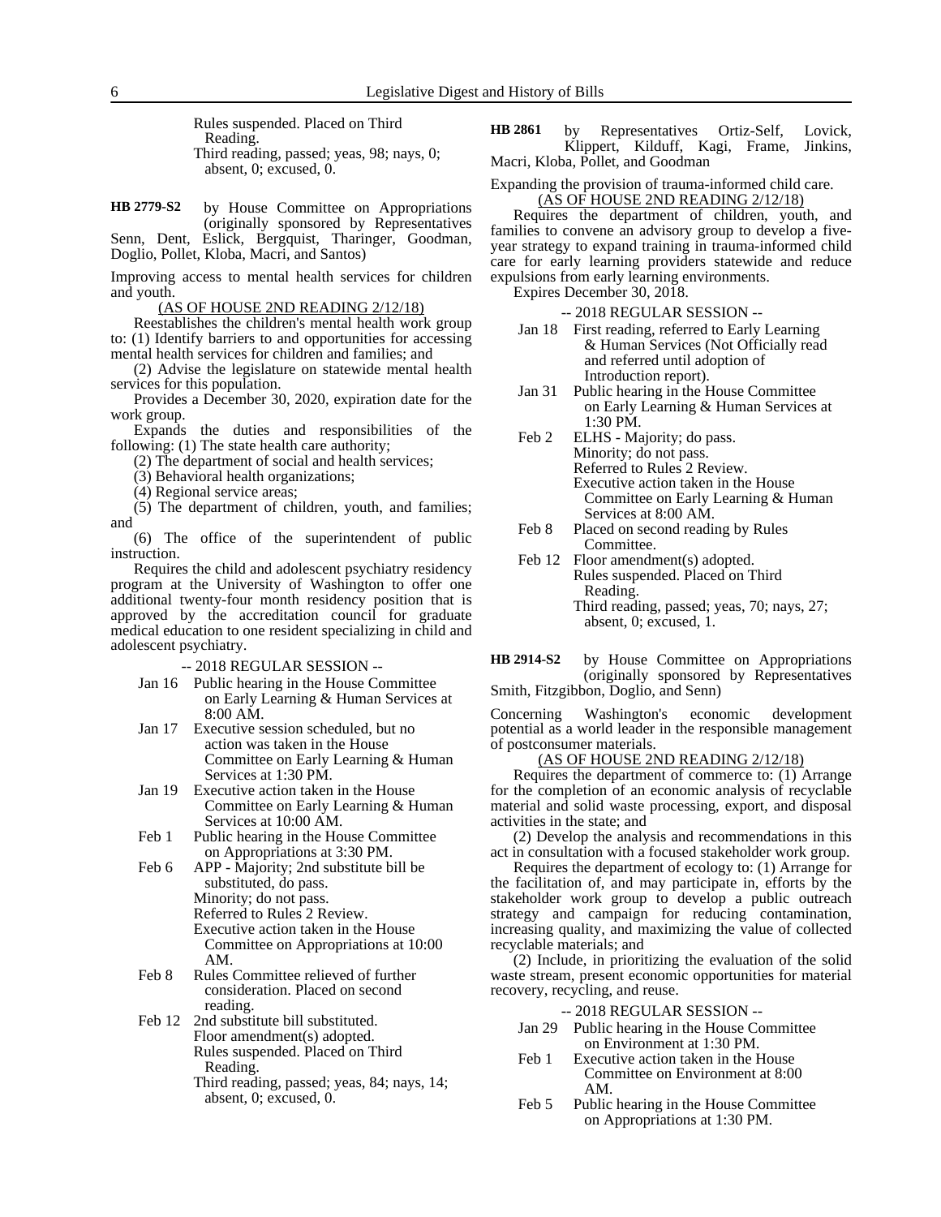Rules suspended. Placed on Third Reading.
Third reading, passed; yeas, 98; nays, 0; absent, 0; excused, 0.

**HB 2779-S2** by House Committee on Appropriations (originally sponsored by Representatives Senn, Dent, Eslick, Bergquist, Tharinger, Goodman, Doglio, Pollet, Kloba, Macri, and Santos)

Improving access to mental health services for children and youth.

(AS OF HOUSE 2ND READING 2/12/18)

Reestablishes the children's mental health work group to: (1) Identify barriers to and opportunities for accessing mental health services for children and families; and

(2) Advise the legislature on statewide mental health services for this population.

Provides a December 30, 2020, expiration date for the work group.

Expands the duties and responsibilities of the following: (1) The state health care authority;

(2) The department of social and health services;

(3) Behavioral health organizations;

(4) Regional service areas;

(5) The department of children, youth, and families; and

(6) The office of the superintendent of public instruction.

Requires the child and adolescent psychiatry residency program at the University of Washington to offer one additional twenty-four month residency position that is approved by the accreditation council for graduate medical education to one resident specializing in child and adolescent psychiatry.

-- 2018 REGULAR SESSION --

- Jan 16 Public hearing in the House Committee on Early Learning & Human Services at 8:00 AM.
- Jan 17 Executive session scheduled, but no action was taken in the House Committee on Early Learning & Human Services at 1:30 PM.
- Jan 19 Executive action taken in the House Committee on Early Learning & Human Services at 10:00 AM.
- Feb 1 Public hearing in the House Committee on Appropriations at 3:30 PM.
- Feb 6 APP - Majority; 2nd substitute bill be substituted, do pass.
  Minority; do not pass.
  Referred to Rules 2 Review.
  Executive action taken in the House Committee on Appropriations at 10:00 AM.
- Feb 8 Rules Committee relieved of further consideration. Placed on second reading.
- Feb 12 2nd substitute bill substituted.
  Floor amendment(s) adopted.
  Rules suspended. Placed on Third Reading.
  Third reading, passed; yeas, 84; nays, 14; absent, 0; excused, 0.

**HB 2861** by Representatives Ortiz-Self, Lovick, Klippert, Kilduff, Kagi, Frame, Jinkins, Macri, Kloba, Pollet, and Goodman

Expanding the provision of trauma-informed child care.

(AS OF HOUSE 2ND READING 2/12/18)

Requires the department of children, youth, and families to convene an advisory group to develop a five-year strategy to expand training in trauma-informed child care for early learning providers statewide and reduce expulsions from early learning environments.

Expires December 30, 2018.

-- 2018 REGULAR SESSION --

- Jan 18 First reading, referred to Early Learning & Human Services (Not Officially read and referred until adoption of Introduction report).
- Jan 31 Public hearing in the House Committee on Early Learning & Human Services at 1:30 PM.
- Feb 2 ELHS - Majority; do pass.
  Minority; do not pass.
  Referred to Rules 2 Review.
  Executive action taken in the House Committee on Early Learning & Human Services at 8:00 AM.
- Feb 8 Placed on second reading by Rules Committee.
- Feb 12 Floor amendment(s) adopted.
  Rules suspended. Placed on Third Reading.
  Third reading, passed; yeas, 70; nays, 27; absent, 0; excused, 1.

**HB 2914-S2** by House Committee on Appropriations (originally sponsored by Representatives Smith, Fitzgibbon, Doglio, and Senn)

Concerning Washington's economic development potential as a world leader in the responsible management of postconsumer materials.

(AS OF HOUSE 2ND READING 2/12/18)

Requires the department of commerce to: (1) Arrange for the completion of an economic analysis of recyclable material and solid waste processing, export, and disposal activities in the state; and

(2) Develop the analysis and recommendations in this act in consultation with a focused stakeholder work group.

Requires the department of ecology to: (1) Arrange for the facilitation of, and may participate in, efforts by the stakeholder work group to develop a public outreach strategy and campaign for reducing contamination, increasing quality, and maximizing the value of collected recyclable materials; and

(2) Include, in prioritizing the evaluation of the solid waste stream, present economic opportunities for material recovery, recycling, and reuse.

-- 2018 REGULAR SESSION --

- Jan 29 Public hearing in the House Committee on Environment at 1:30 PM.
- Feb 1 Executive action taken in the House Committee on Environment at 8:00 AM.
- Feb 5 Public hearing in the House Committee on Appropriations at 1:30 PM.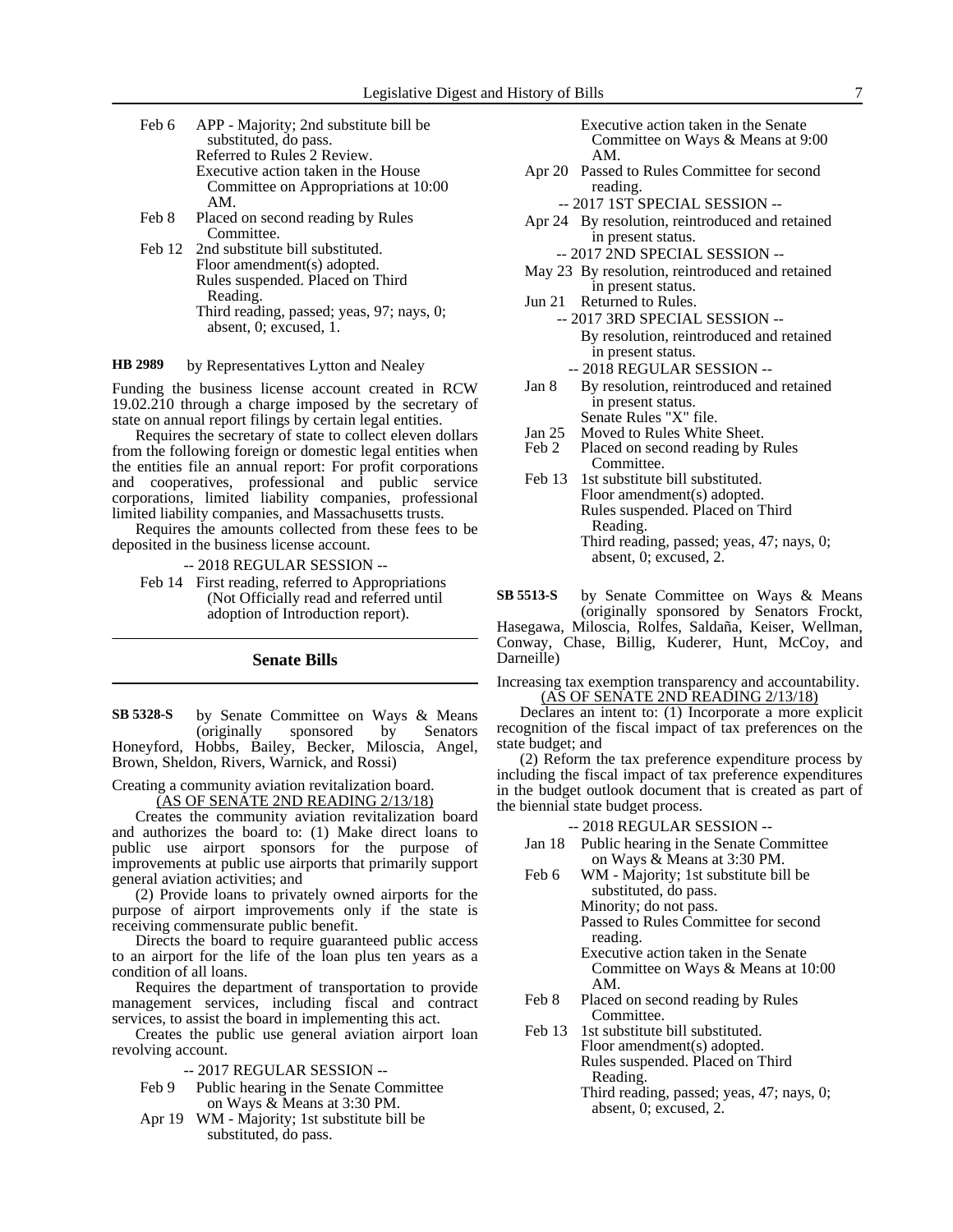Feb 6 APP - Majority; 2nd substitute bill be substituted, do pass.
Referred to Rules 2 Review.
Executive action taken in the House Committee on Appropriations at 10:00 AM.

Feb 8 Placed on second reading by Rules Committee.

Feb 12 2nd substitute bill substituted.
Floor amendment(s) adopted.
Rules suspended. Placed on Third Reading.
Third reading, passed; yeas, 97; nays, 0; absent, 0; excused, 1.

**HB 2989** by Representatives Lytton and Nealey

Funding the business license account created in RCW 19.02.210 through a charge imposed by the secretary of state on annual report filings by certain legal entities.

Requires the secretary of state to collect eleven dollars from the following foreign or domestic legal entities when the entities file an annual report: For profit corporations and cooperatives, professional and public service corporations, limited liability companies, professional limited liability companies, and Massachusetts trusts.

Requires the amounts collected from these fees to be deposited in the business license account.

-- 2018 REGULAR SESSION --

Feb 14 First reading, referred to Appropriations (Not Officially read and referred until adoption of Introduction report).

## Senate Bills

**SB 5328-S** by Senate Committee on Ways & Means (originally sponsored by Senators Honeyford, Hobbs, Bailey, Becker, Miloscia, Angel, Brown, Sheldon, Rivers, Warnick, and Rossi)

Creating a community aviation revitalization board.
(AS OF SENATE 2ND READING 2/13/18)

Creates the community aviation revitalization board and authorizes the board to: (1) Make direct loans to public use airport sponsors for the purpose of improvements at public use airports that primarily support general aviation activities; and

(2) Provide loans to privately owned airports for the purpose of airport improvements only if the state is receiving commensurate public benefit.

Directs the board to require guaranteed public access to an airport for the life of the loan plus ten years as a condition of all loans.

Requires the department of transportation to provide management services, including fiscal and contract services, to assist the board in implementing this act.

Creates the public use general aviation airport loan revolving account.

-- 2017 REGULAR SESSION --

Feb 9 Public hearing in the Senate Committee on Ways & Means at 3:30 PM.

Apr 19 WM - Majority; 1st substitute bill be substituted, do pass.
Executive action taken in the Senate Committee on Ways & Means at 9:00 AM.

Apr 20 Passed to Rules Committee for second reading.

-- 2017 1ST SPECIAL SESSION --

Apr 24 By resolution, reintroduced and retained in present status.

-- 2017 2ND SPECIAL SESSION --

May 23 By resolution, reintroduced and retained in present status.

Jun 21 Returned to Rules.

-- 2017 3RD SPECIAL SESSION --

By resolution, reintroduced and retained in present status.

-- 2018 REGULAR SESSION --

Jan 8 By resolution, reintroduced and retained in present status.
Senate Rules "X" file.

Jan 25 Moved to Rules White Sheet.

Feb 2 Placed on second reading by Rules Committee.

Feb 13 1st substitute bill substituted.
Floor amendment(s) adopted.
Rules suspended. Placed on Third Reading.
Third reading, passed; yeas, 47; nays, 0; absent, 0; excused, 2.

**SB 5513-S** by Senate Committee on Ways & Means (originally sponsored by Senators Frockt, Hasegawa, Miloscia, Rolfes, Saldaña, Keiser, Wellman, Conway, Chase, Billig, Kuderer, Hunt, McCoy, and Darneille)

Increasing tax exemption transparency and accountability.
(AS OF SENATE 2ND READING 2/13/18)

Declares an intent to: (1) Incorporate a more explicit recognition of the fiscal impact of tax preferences on the state budget; and

(2) Reform the tax preference expenditure process by including the fiscal impact of tax preference expenditures in the budget outlook document that is created as part of the biennial state budget process.

-- 2018 REGULAR SESSION --

Jan 18 Public hearing in the Senate Committee on Ways & Means at 3:30 PM.

Feb 6 WM - Majority; 1st substitute bill be substituted, do pass.
Minority; do not pass.
Passed to Rules Committee for second reading.
Executive action taken in the Senate Committee on Ways & Means at 10:00 AM.

Feb 8 Placed on second reading by Rules Committee.

Feb 13 1st substitute bill substituted.
Floor amendment(s) adopted.
Rules suspended. Placed on Third Reading.
Third reading, passed; yeas, 47; nays, 0; absent, 0; excused, 2.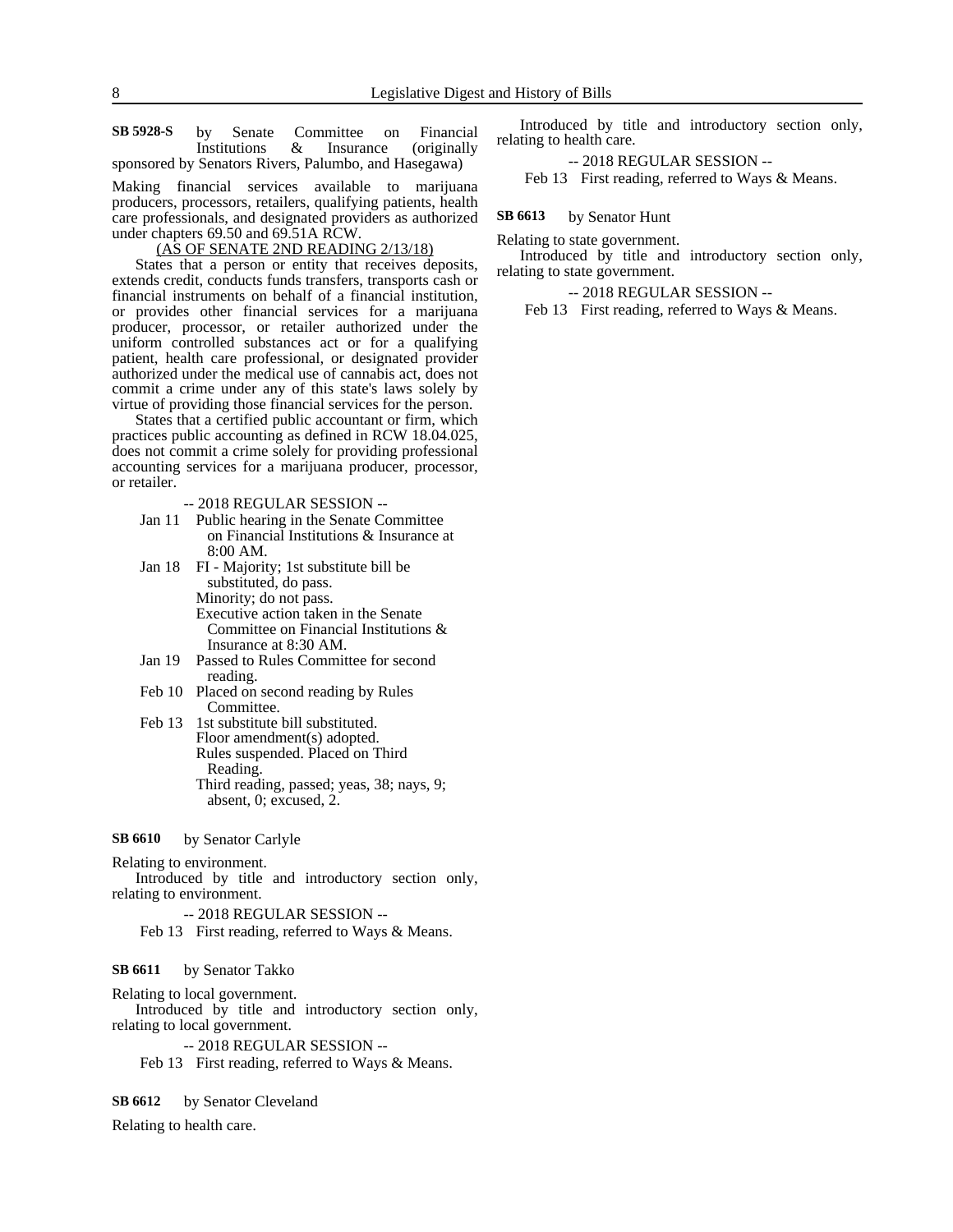**SB 5928-S** by Senate Committee on Financial Institutions & Insurance (originally sponsored by Senators Rivers, Palumbo, and Hasegawa)

Making financial services available to marijuana producers, processors, retailers, qualifying patients, health care professionals, and designated providers as authorized under chapters 69.50 and 69.51A RCW.

(AS OF SENATE 2ND READING 2/13/18)

States that a person or entity that receives deposits, extends credit, conducts funds transfers, transports cash or financial instruments on behalf of a financial institution, or provides other financial services for a marijuana producer, processor, or retailer authorized under the uniform controlled substances act or for a qualifying patient, health care professional, or designated provider authorized under the medical use of cannabis act, does not commit a crime under any of this state's laws solely by virtue of providing those financial services for the person.

States that a certified public accountant or firm, which practices public accounting as defined in RCW 18.04.025, does not commit a crime solely for providing professional accounting services for a marijuana producer, processor, or retailer.

-- 2018 REGULAR SESSION --

Jan 11 Public hearing in the Senate Committee on Financial Institutions & Insurance at 8:00 AM.

Jan 18 FI - Majority; 1st substitute bill be substituted, do pass.
Minority; do not pass.
Executive action taken in the Senate Committee on Financial Institutions & Insurance at 8:30 AM.

Jan 19 Passed to Rules Committee for second reading.

Feb 10 Placed on second reading by Rules Committee.

Feb 13 1st substitute bill substituted.
Floor amendment(s) adopted.
Rules suspended. Placed on Third Reading.
Third reading, passed; yeas, 38; nays, 9; absent, 0; excused, 2.

**SB 6610** by Senator Carlyle

Relating to environment.

Introduced by title and introductory section only, relating to environment.

-- 2018 REGULAR SESSION --

Feb 13 First reading, referred to Ways & Means.

**SB 6611** by Senator Takko

Relating to local government.

Introduced by title and introductory section only, relating to local government.

-- 2018 REGULAR SESSION --

Feb 13 First reading, referred to Ways & Means.

**SB 6612** by Senator Cleveland

Relating to health care.

Introduced by title and introductory section only, relating to health care.

-- 2018 REGULAR SESSION --

Feb 13 First reading, referred to Ways & Means.

**SB 6613** by Senator Hunt

Relating to state government.

Introduced by title and introductory section only, relating to state government.

-- 2018 REGULAR SESSION --

Feb 13 First reading, referred to Ways & Means.